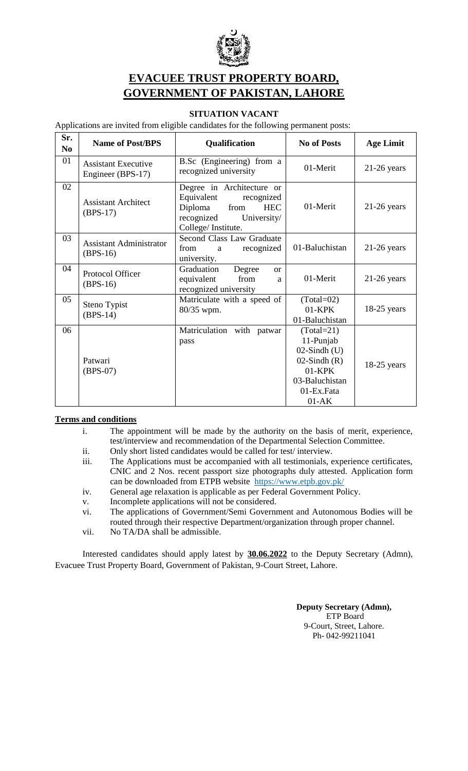# EVACUEE TRUST PROPERTY BOARD, GOVERNMENT OF PAKISTAN, LAHORE

### SITUATION VACANT

Applications are invited from eligible candidates for the following permanent posts:

| Sr. No | Name of Post/BPS | Qualification | No of Posts | Age Limit |
|---|---|---|---|---|
| 01 | Assistant Executive Engineer (BPS-17) | B.Sc (Engineering) from a recognized university | 01-Merit | 21-26 years |
| 02 | Assistant Architect (BPS-17) | Degree in Architecture or Equivalent recognized Diploma from HEC recognized University/ College/ Institute. | 01-Merit | 21-26 years |
| 03 | Assistant Administrator (BPS-16) | Second Class Law Graduate from a recognized university. | 01-Baluchistan | 21-26 years |
| 04 | Protocol Officer (BPS-16) | Graduation Degree or equivalent from a recognized university | 01-Merit | 21-26 years |
| 05 | Steno Typist (BPS-14) | Matriculate with a speed of 80/35 wpm. | (Total=02) 01-KPK 01-Baluchistan | 18-25 years |
| 06 | Patwari (BPS-07) | Matriculation with patwar pass | (Total=21) 11-Punjab 02-Sindh (U) 02-Sindh (R) 01-KPK 03-Baluchistan 01-Ex.Fata 01-AK | 18-25 years |

**Terms and conditions**

i. The appointment will be made by the authority on the basis of merit, experience, test/interview and recommendation of the Departmental Selection Committee.

ii. Only short listed candidates would be called for test/ interview.

iii. The Applications must be accompanied with all testimonials, experience certificates, CNIC and 2 Nos. recent passport size photographs duly attested. Application form can be downloaded from ETPB website https://www.etpb.gov.pk/

iv. General age relaxation is applicable as per Federal Government Policy.

v. Incomplete applications will not be considered.

vi. The applications of Government/Semi Government and Autonomous Bodies will be routed through their respective Department/organization through proper channel.

vii. No TA/DA shall be admissible.

Interested candidates should apply latest by **30.06.2022** to the Deputy Secretary (Admn), Evacuee Trust Property Board, Government of Pakistan, 9-Court Street, Lahore.

**Deputy Secretary (Admn),**
ETP Board
9-Court, Street, Lahore.
Ph- 042-99211041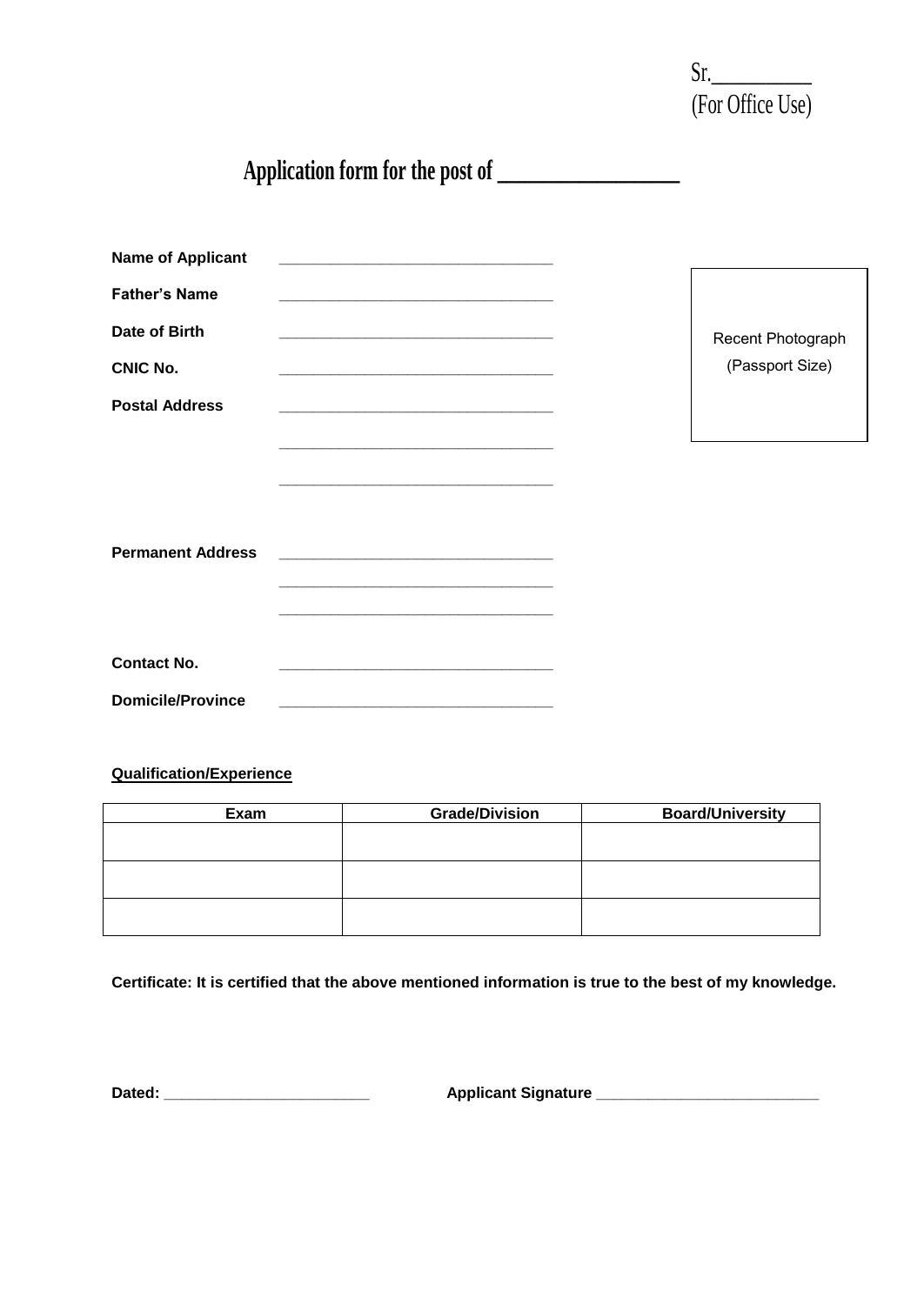Sr.__________
(For Office Use)

# Application form for the post of ________________

**Name of Applicant** _______________________________

**Father's Name** _______________________________

**Date of Birth** _______________________________

**CNIC No.** _______________________________

**Postal Address** _______________________________

_______________________________

_______________________________

Recent Photograph
(Passport Size)

**Permanent Address** _______________________________

_______________________________

_______________________________

**Contact No.** _______________________________

**Domicile/Province** _______________________________

**<u>Qualification/Experience</u>**

| Exam | Grade/Division | Board/University |
|---|---|---|
| | | |
| | | |
| | | |

**Certificate: It is certified that the above mentioned information is true to the best of my knowledge.**

**Dated:** ________________________ **Applicant Signature** __________________________